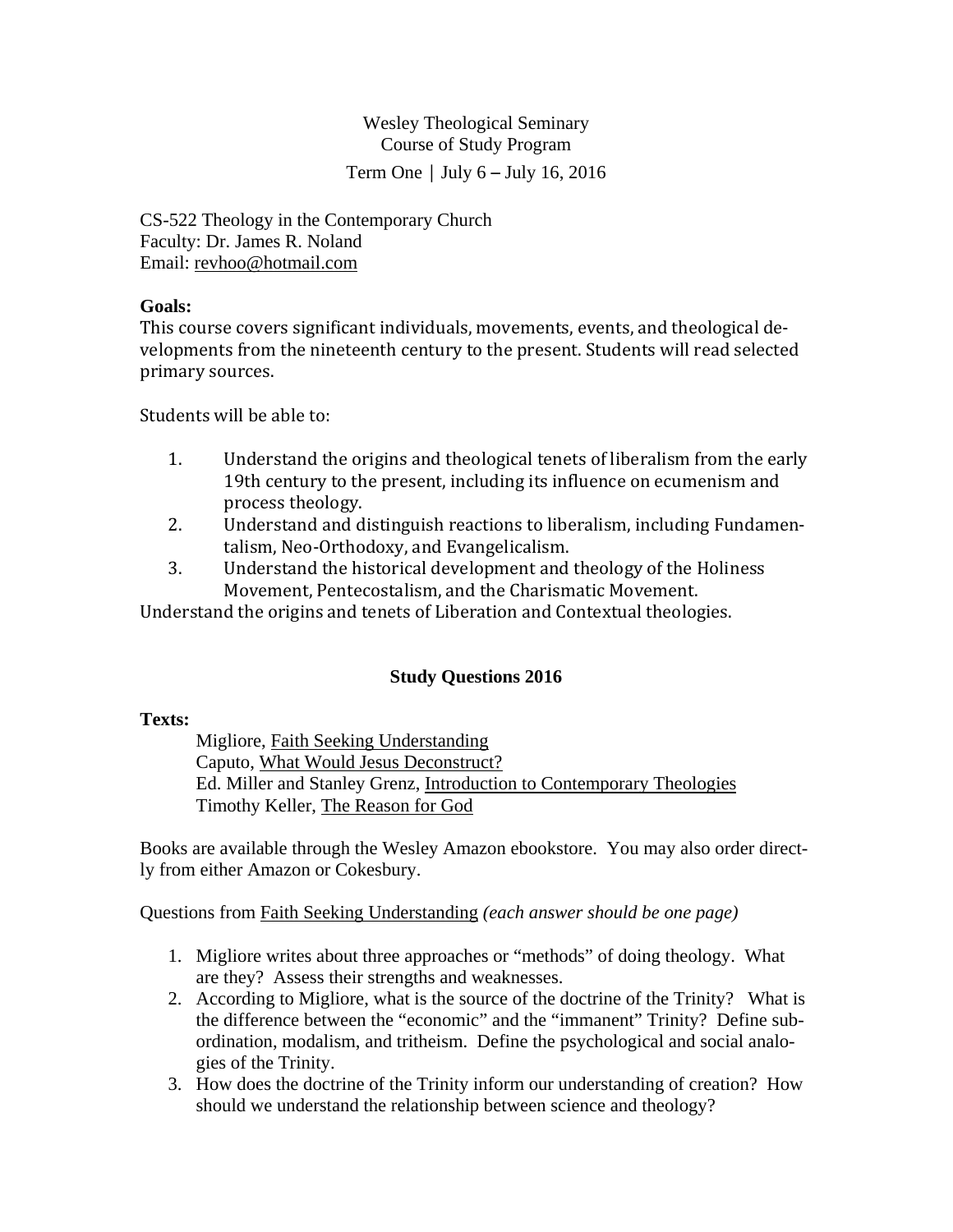Wesley Theological Seminary
Course of Study Program
Term One | July 6 – July 16, 2016

CS-522 Theology in the Contemporary Church
Faculty: Dr. James R. Noland
Email: revhoo@hotmail.com

**Goals:**
This course covers significant individuals, movements, events, and theological developments from the nineteenth century to the present. Students will read selected primary sources.

Students will be able to:

1. Understand the origins and theological tenets of liberalism from the early 19th century to the present, including its influence on ecumenism and process theology.
2. Understand and distinguish reactions to liberalism, including Fundamentalism, Neo-Orthodoxy, and Evangelicalism.
3. Understand the historical development and theology of the Holiness Movement, Pentecostalism, and the Charismatic Movement.

Understand the origins and tenets of Liberation and Contextual theologies.

## Study Questions 2016

**Texts:**

Migliore, Faith Seeking Understanding
Caputo, What Would Jesus Deconstruct?
Ed. Miller and Stanley Grenz, Introduction to Contemporary Theologies
Timothy Keller, The Reason for God

Books are available through the Wesley Amazon ebookstore. You may also order directly from either Amazon or Cokesbury.

Questions from Faith Seeking Understanding *(each answer should be one page)*

1. Migliore writes about three approaches or "methods" of doing theology. What are they? Assess their strengths and weaknesses.
2. According to Migliore, what is the source of the doctrine of the Trinity? What is the difference between the "economic" and the "immanent" Trinity? Define subordination, modalism, and tritheism. Define the psychological and social analogies of the Trinity.
3. How does the doctrine of the Trinity inform our understanding of creation? How should we understand the relationship between science and theology?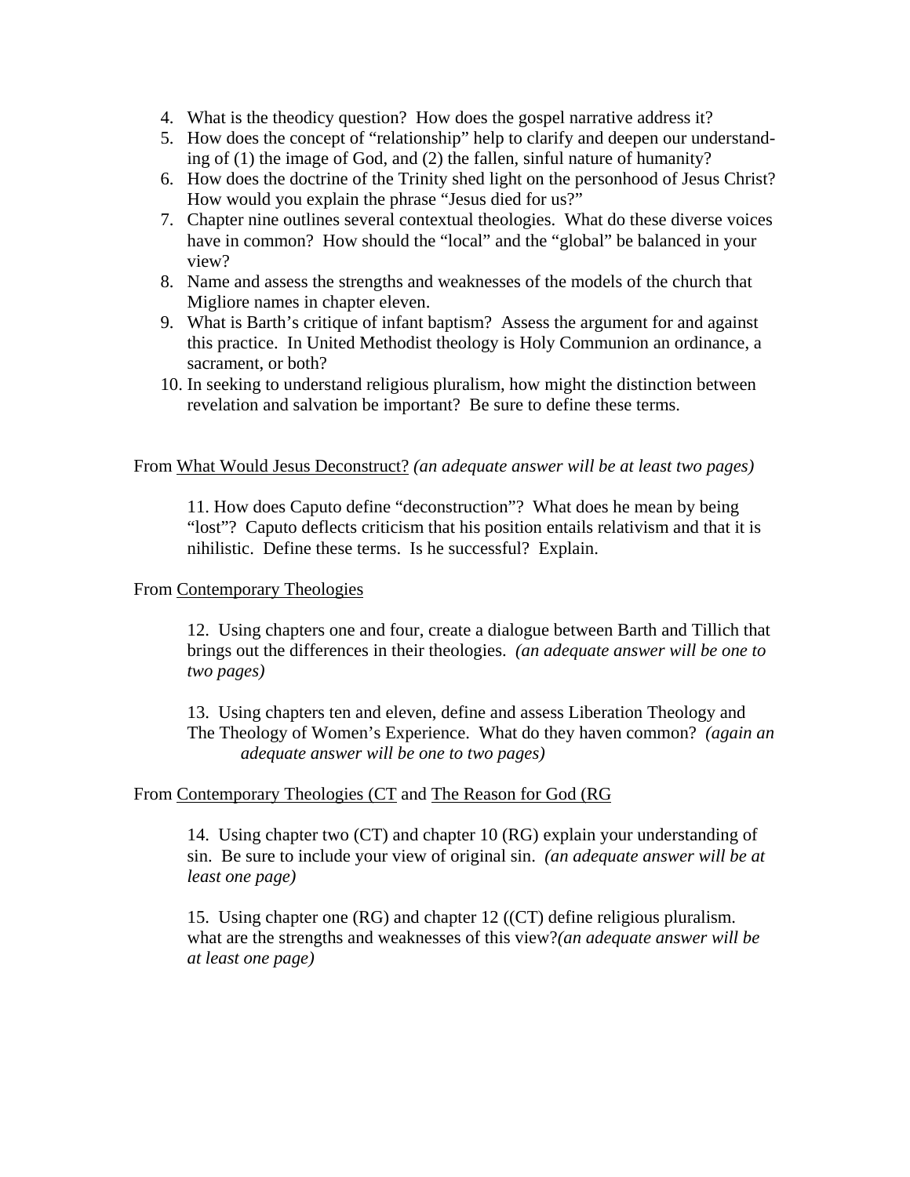4. What is the theodicy question? How does the gospel narrative address it?
5. How does the concept of "relationship" help to clarify and deepen our understanding of (1) the image of God, and (2) the fallen, sinful nature of humanity?
6. How does the doctrine of the Trinity shed light on the personhood of Jesus Christ? How would you explain the phrase "Jesus died for us?"
7. Chapter nine outlines several contextual theologies. What do these diverse voices have in common? How should the "local" and the "global" be balanced in your view?
8. Name and assess the strengths and weaknesses of the models of the church that Migliore names in chapter eleven.
9. What is Barth's critique of infant baptism? Assess the argument for and against this practice. In United Methodist theology is Holy Communion an ordinance, a sacrament, or both?
10. In seeking to understand religious pluralism, how might the distinction between revelation and salvation be important? Be sure to define these terms.

From What Would Jesus Deconstruct? *(an adequate answer will be at least two pages)*

11. How does Caputo define "deconstruction"? What does he mean by being "lost"? Caputo deflects criticism that his position entails relativism and that it is nihilistic. Define these terms. Is he successful? Explain.

From Contemporary Theologies

12. Using chapters one and four, create a dialogue between Barth and Tillich that brings out the differences in their theologies. *(an adequate answer will be one to two pages)*

13. Using chapters ten and eleven, define and assess Liberation Theology and The Theology of Women's Experience. What do they haven common? *(again an adequate answer will be one to two pages)*

From Contemporary Theologies (CT and The Reason for God (RG

14. Using chapter two (CT) and chapter 10 (RG) explain your understanding of sin. Be sure to include your view of original sin. *(an adequate answer will be at least one page)*

15. Using chapter one (RG) and chapter 12 ((CT) define religious pluralism. what are the strengths and weaknesses of this view?*(an adequate answer will be at least one page)*